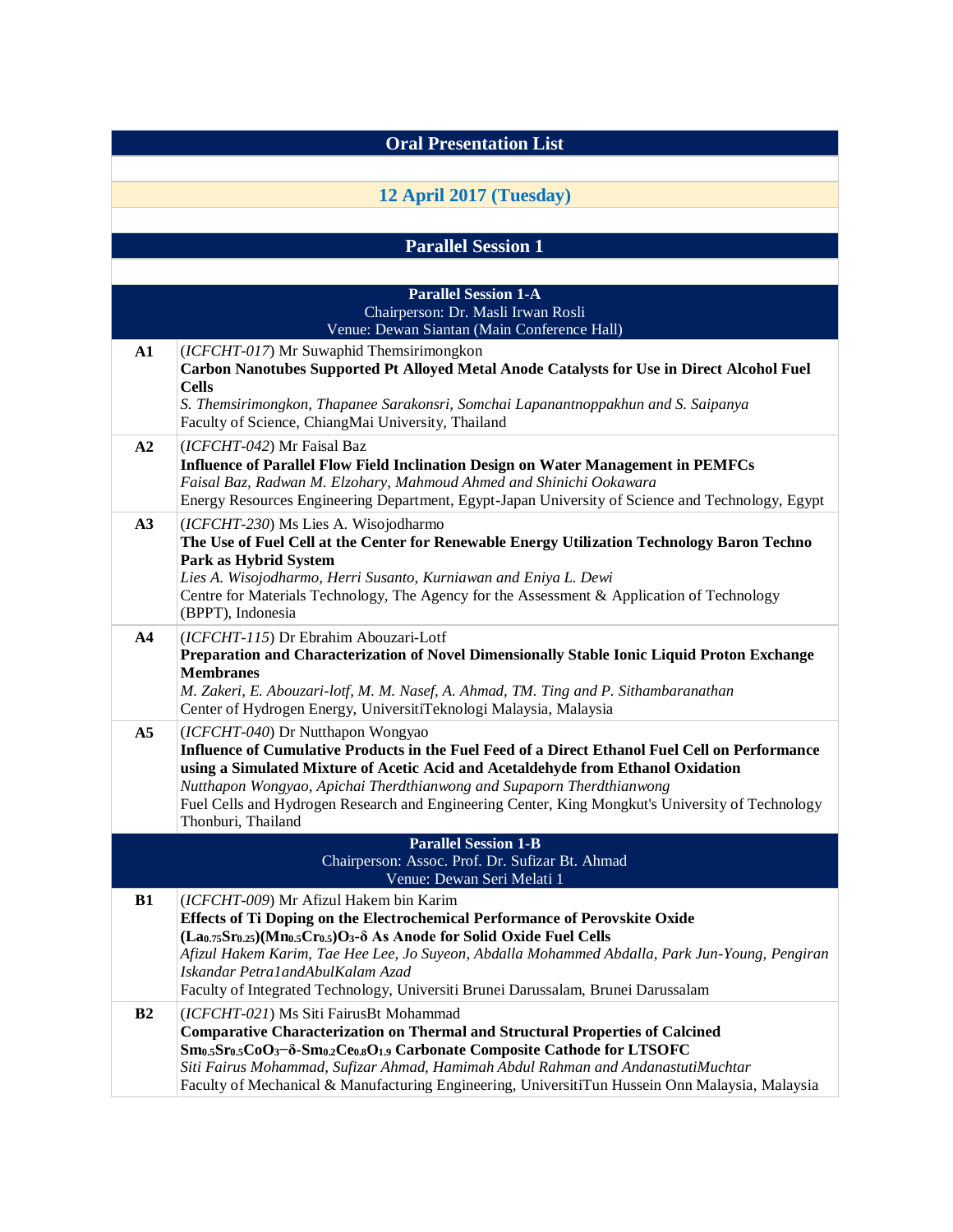# Oral Presentation List

## 12 April 2017 (Tuesday)

## Parallel Session 1

### Parallel Session 1-A

Chairperson: Dr. Masli Irwan Rosli
Venue: Dewan Siantan (Main Conference Hall)

**A1**
(*ICFCHT-017*) Mr Suwaphid Themsirimongkon
**Carbon Nanotubes Supported Pt Alloyed Metal Anode Catalysts for Use in Direct Alcohol Fuel Cells**
*S. Themsirimongkon, Thapanee Sarakonsri, Somchai Lapanantnoppakhun and S. Saipanya*
Faculty of Science, ChiangMai University, Thailand

**A2**
(*ICFCHT-042*) Mr Faisal Baz
**Influence of Parallel Flow Field Inclination Design on Water Management in PEMFCs**
*Faisal Baz, Radwan M. Elzohary, Mahmoud Ahmed and Shinichi Ookawara*
Energy Resources Engineering Department, Egypt-Japan University of Science and Technology, Egypt

**A3**
(*ICFCHT-230*) Ms Lies A. Wisojodharmo
**The Use of Fuel Cell at the Center for Renewable Energy Utilization Technology Baron Techno Park as Hybrid System**
*Lies A. Wisojodharmo, Herri Susanto, Kurniawan and Eniya L. Dewi*
Centre for Materials Technology, The Agency for the Assessment & Application of Technology (BPPT), Indonesia

**A4**
(*ICFCHT-115*) Dr Ebrahim Abouzari-Lotf
**Preparation and Characterization of Novel Dimensionally Stable Ionic Liquid Proton Exchange Membranes**
*M. Zakeri, E. Abouzari-lotf, M. M. Nasef, A. Ahmad, TM. Ting and P. Sithambaranathan*
Center of Hydrogen Energy, UniversitiTeknologi Malaysia, Malaysia

**A5**
(*ICFCHT-040*) Dr Nutthapon Wongyao
**Influence of Cumulative Products in the Fuel Feed of a Direct Ethanol Fuel Cell on Performance using a Simulated Mixture of Acetic Acid and Acetaldehyde from Ethanol Oxidation**
*Nutthapon Wongyao, Apichai Therdthianwong and Supaporn Therdthianwong*
Fuel Cells and Hydrogen Research and Engineering Center, King Mongkut's University of Technology Thonburi, Thailand

### Parallel Session 1-B

Chairperson: Assoc. Prof. Dr. Sufizar Bt. Ahmad
Venue: Dewan Seri Melati 1

**B1**
(*ICFCHT-009*) Mr Afizul Hakem bin Karim
**Effects of Ti Doping on the Electrochemical Performance of Perovskite Oxide $(La_{0.75}Sr_{0.25})(Mn_{0.5}Cr_{0.5})O_{3-\delta}$ As Anode for Solid Oxide Fuel Cells**
*Afizul Hakem Karim, Tae Hee Lee, Jo Suyeon, Abdalla Mohammed Abdalla, Park Jun-Young, Pengiran Iskandar Petra1andAbulKalam Azad*
Faculty of Integrated Technology, Universiti Brunei Darussalam, Brunei Darussalam

**B2**
(*ICFCHT-021*) Ms Siti FairusBt Mohammad
**Comparative Characterization on Thermal and Structural Properties of Calcined $Sm_{0.5}Sr_{0.5}CoO_{3-\delta}$-$Sm_{0.2}Ce_{0.8}O_{1.9}$ Carbonate Composite Cathode for LTSOFC**
*Siti Fairus Mohammad, Sufizar Ahmad, Hamimah Abdul Rahman and AndanastutiMuchtar*
Faculty of Mechanical & Manufacturing Engineering, UniversitiTun Hussein Onn Malaysia, Malaysia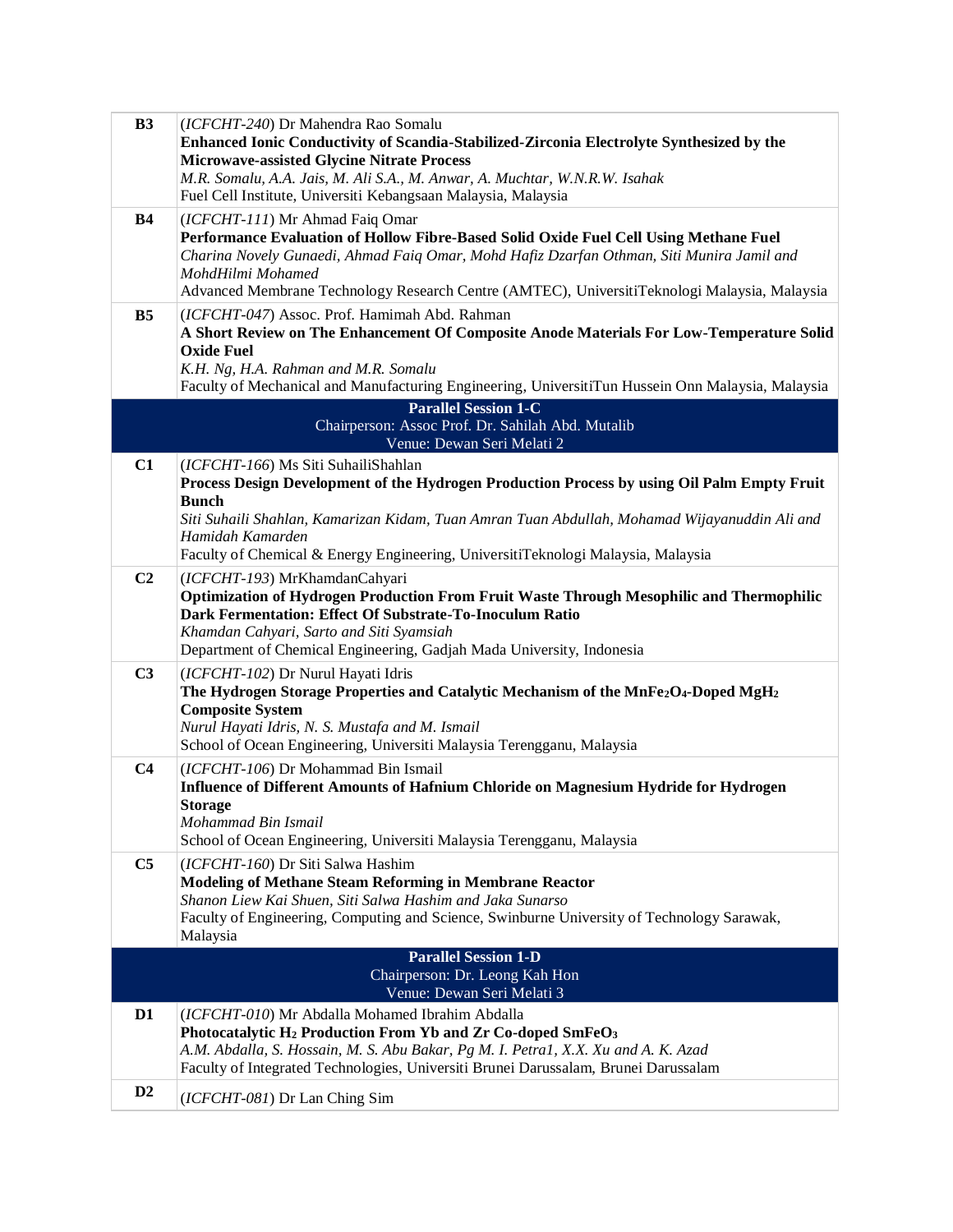| | |
|---|---|
| **B3** | (*ICFCHT-240*) Dr Mahendra Rao Somalu<br>**Enhanced Ionic Conductivity of Scandia-Stabilized-Zirconia Electrolyte Synthesized by the Microwave-assisted Glycine Nitrate Process**<br>*M.R. Somalu, A.A. Jais, M. Ali S.A., M. Anwar, A. Muchtar, W.N.R.W. Isahak*<br>Fuel Cell Institute, Universiti Kebangsaan Malaysia, Malaysia |
| **B4** | (*ICFCHT-111*) Mr Ahmad Faiq Omar<br>**Performance Evaluation of Hollow Fibre-Based Solid Oxide Fuel Cell Using Methane Fuel**<br>*Charina Novely Gunaedi, Ahmad Faiq Omar, Mohd Hafiz Dzarfan Othman, Siti Munira Jamil and MohdHilmi Mohamed*<br>Advanced Membrane Technology Research Centre (AMTEC), UniversitiTeknologi Malaysia, Malaysia |
| **B5** | (*ICFCHT-047*) Assoc. Prof. Hamimah Abd. Rahman<br>**A Short Review on The Enhancement Of Composite Anode Materials For Low-Temperature Solid Oxide Fuel**<br>*K.H. Ng, H.A. Rahman and M.R. Somalu*<br>Faculty of Mechanical and Manufacturing Engineering, UniversitiTun Hussein Onn Malaysia, Malaysia |
| | **Parallel Session 1-C**<br>Chairperson: Assoc Prof. Dr. Sahilah Abd. Mutalib<br>Venue: Dewan Seri Melati 2 |
| **C1** | (*ICFCHT-166*) Ms Siti SuhailiShahlan<br>**Process Design Development of the Hydrogen Production Process by using Oil Palm Empty Fruit Bunch**<br>*Siti Suhaili Shahlan, Kamarizan Kidam, Tuan Amran Tuan Abdullah, Mohamad Wijayanuddin Ali and Hamidah Kamarden*<br>Faculty of Chemical & Energy Engineering, UniversitiTeknologi Malaysia, Malaysia |
| **C2** | (*ICFCHT-193*) MrKhamdanCahyari<br>**Optimization of Hydrogen Production From Fruit Waste Through Mesophilic and Thermophilic Dark Fermentation: Effect Of Substrate-To-Inoculum Ratio**<br>*Khamdan Cahyari, Sarto and Siti Syamsiah*<br>Department of Chemical Engineering, Gadjah Mada University, Indonesia |
| **C3** | (*ICFCHT-102*) Dr Nurul Hayati Idris<br>**The Hydrogen Storage Properties and Catalytic Mechanism of the $MnFe_2O_4$-Doped $MgH_2$ Composite System**<br>*Nurul Hayati Idris, N. S. Mustafa and M. Ismail*<br>School of Ocean Engineering, Universiti Malaysia Terengganu, Malaysia |
| **C4** | (*ICFCHT-106*) Dr Mohammad Bin Ismail<br>**Influence of Different Amounts of Hafnium Chloride on Magnesium Hydride for Hydrogen Storage**<br>*Mohammad Bin Ismail*<br>School of Ocean Engineering, Universiti Malaysia Terengganu, Malaysia |
| **C5** | (*ICFCHT-160*) Dr Siti Salwa Hashim<br>**Modeling of Methane Steam Reforming in Membrane Reactor**<br>*Shanon Liew Kai Shuen, Siti Salwa Hashim and Jaka Sunarso*<br>Faculty of Engineering, Computing and Science, Swinburne University of Technology Sarawak, Malaysia |
| | **Parallel Session 1-D**<br>Chairperson: Dr. Leong Kah Hon<br>Venue: Dewan Seri Melati 3 |
| **D1** | (*ICFCHT-010*) Mr Abdalla Mohamed Ibrahim Abdalla<br>**Photocatalytic $H_2$ Production From Yb and Zr Co-doped $SmFeO_3$**<br>*A.M. Abdalla, S. Hossain, M. S. Abu Bakar, Pg M. I. Petra1, X.X. Xu and A. K. Azad*<br>Faculty of Integrated Technologies, Universiti Brunei Darussalam, Brunei Darussalam |
| **D2** | (*ICFCHT-081*) Dr Lan Ching Sim |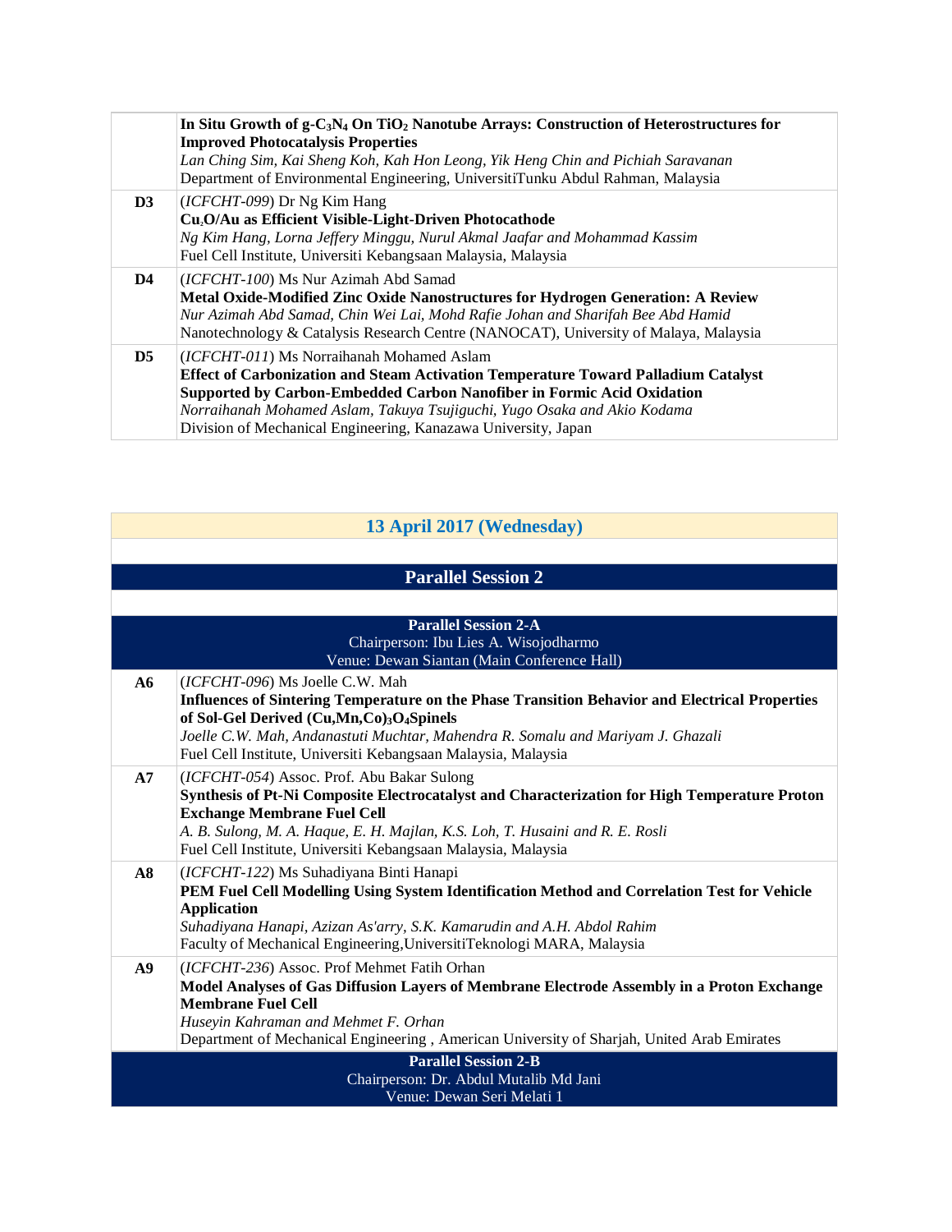| | |
|---|---|
| | **In Situ Growth of g-$C_3N_4$ On $TiO_2$ Nanotube Arrays: Construction of Heterostructures for Improved Photocatalysis Properties**<br>*Lan Ching Sim, Kai Sheng Koh, Kah Hon Leong, Yik Heng Chin and Pichiah Saravanan*<br>Department of Environmental Engineering, UniversitiTunku Abdul Rahman, Malaysia |
| **D3** | (*ICFCHT-099*) Dr Ng Kim Hang<br>**$Cu_2O$/Au as Efficient Visible-Light-Driven Photocathode**<br>*Ng Kim Hang, Lorna Jeffery Minggu, Nurul Akmal Jaafar and Mohammad Kassim*<br>Fuel Cell Institute, Universiti Kebangsaan Malaysia, Malaysia |
| **D4** | (*ICFCHT-100*) Ms Nur Azimah Abd Samad<br>**Metal Oxide-Modified Zinc Oxide Nanostructures for Hydrogen Generation: A Review**<br>*Nur Azimah Abd Samad, Chin Wei Lai, Mohd Rafie Johan and Sharifah Bee Abd Hamid*<br>Nanotechnology & Catalysis Research Centre (NANOCAT), University of Malaya, Malaysia |
| **D5** | (*ICFCHT-011*) Ms Norraihanah Mohamed Aslam<br>**Effect of Carbonization and Steam Activation Temperature Toward Palladium Catalyst Supported by Carbon-Embedded Carbon Nanofiber in Formic Acid Oxidation**<br>*Norraihanah Mohamed Aslam, Takuya Tsujiguchi, Yugo Osaka and Akio Kodama*<br>Division of Mechanical Engineering, Kanazawa University, Japan |

## 13 April 2017 (Wednesday)

## Parallel Session 2

### Parallel Session 2-A

Chairperson: Ibu Lies A. Wisojodharmo
Venue: Dewan Siantan (Main Conference Hall)

| | |
|---|---|
| **A6** | (*ICFCHT-096*) Ms Joelle C.W. Mah<br>**Influences of Sintering Temperature on the Phase Transition Behavior and Electrical Properties of Sol-Gel Derived $(Cu,Mn,Co)_3O_4$Spinels**<br>*Joelle C.W. Mah, Andanastuti Muchtar, Mahendra R. Somalu and Mariyam J. Ghazali*<br>Fuel Cell Institute, Universiti Kebangsaan Malaysia, Malaysia |
| **A7** | (*ICFCHT-054*) Assoc. Prof. Abu Bakar Sulong<br>**Synthesis of Pt-Ni Composite Electrocatalyst and Characterization for High Temperature Proton Exchange Membrane Fuel Cell**<br>*A. B. Sulong, M. A. Haque, E. H. Majlan, K.S. Loh, T. Husaini and R. E. Rosli*<br>Fuel Cell Institute, Universiti Kebangsaan Malaysia, Malaysia |
| **A8** | (*ICFCHT-122*) Ms Suhadiyana Binti Hanapi<br>**PEM Fuel Cell Modelling Using System Identification Method and Correlation Test for Vehicle Application**<br>*Suhadiyana Hanapi, Azizan As'arry, S.K. Kamarudin and A.H. Abdol Rahim*<br>Faculty of Mechanical Engineering,UniversitiTeknologi MARA, Malaysia |
| **A9** | (*ICFCHT-236*) Assoc. Prof Mehmet Fatih Orhan<br>**Model Analyses of Gas Diffusion Layers of Membrane Electrode Assembly in a Proton Exchange Membrane Fuel Cell**<br>*Huseyin Kahraman and Mehmet F. Orhan*<br>Department of Mechanical Engineering , American University of Sharjah, United Arab Emirates |

### Parallel Session 2-B

Chairperson: Dr. Abdul Mutalib Md Jani
Venue: Dewan Seri Melati 1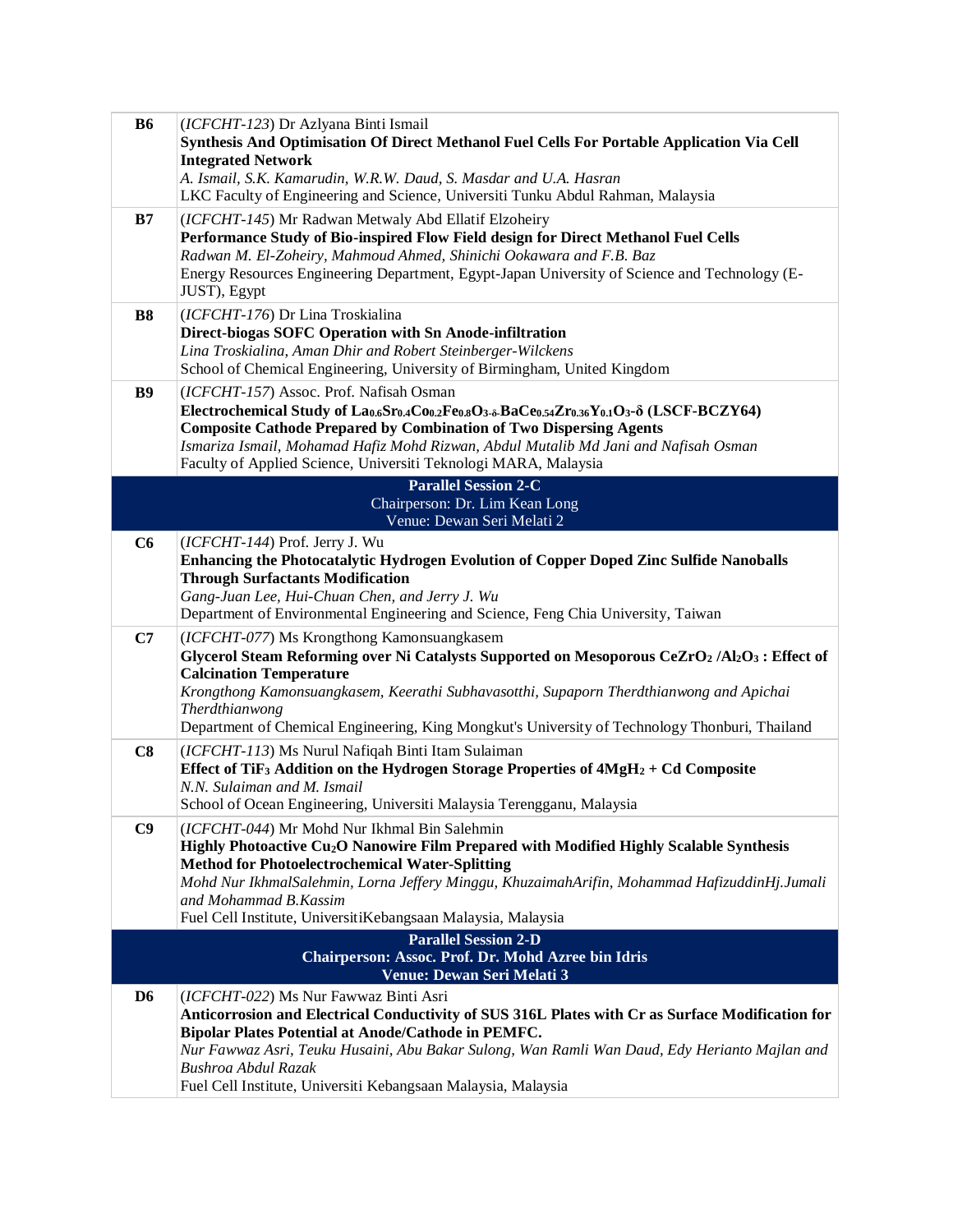| | |
|---|---|
| **B6** | (*ICFCHT-123*) Dr Azlyana Binti Ismail<br>**Synthesis And Optimisation Of Direct Methanol Fuel Cells For Portable Application Via Cell Integrated Network**<br>*A. Ismail, S.K. Kamarudin, W.R.W. Daud, S. Masdar and U.A. Hasran*<br>LKC Faculty of Engineering and Science, Universiti Tunku Abdul Rahman, Malaysia |
| **B7** | (*ICFCHT-145*) Mr Radwan Metwaly Abd Ellatif Elzoheiry<br>**Performance Study of Bio-inspired Flow Field design for Direct Methanol Fuel Cells**<br>*Radwan M. El-Zoheiry, Mahmoud Ahmed, Shinichi Ookawara and F.B. Baz*<br>Energy Resources Engineering Department, Egypt-Japan University of Science and Technology (E-JUST), Egypt |
| **B8** | (*ICFCHT-176*) Dr Lina Troskialina<br>**Direct-biogas SOFC Operation with Sn Anode-infiltration**<br>*Lina Troskialina, Aman Dhir and Robert Steinberger-Wilckens*<br>School of Chemical Engineering, University of Birmingham, United Kingdom |
| **B9** | (*ICFCHT-157*) Assoc. Prof. Nafisah Osman<br>**Electrochemical Study of $La_{0.6}Sr_{0.4}Co_{0.2}Fe_{0.8}O_{3-\delta}$-$BaCe_{0.54}Zr_{0.36}Y_{0.1}O_{3-\delta}$ (LSCF-BCZY64) Composite Cathode Prepared by Combination of Two Dispersing Agents**<br>*Ismariza Ismail, Mohamad Hafiz Mohd Rizwan, Abdul Mutalib Md Jani and Nafisah Osman*<br>Faculty of Applied Science, Universiti Teknologi MARA, Malaysia |
| | **Parallel Session 2-C**<br>Chairperson: Dr. Lim Kean Long<br>Venue: Dewan Seri Melati 2 |
| **C6** | (*ICFCHT-144*) Prof. Jerry J. Wu<br>**Enhancing the Photocatalytic Hydrogen Evolution of Copper Doped Zinc Sulfide Nanoballs Through Surfactants Modification**<br>*Gang-Juan Lee, Hui-Chuan Chen, and Jerry J. Wu*<br>Department of Environmental Engineering and Science, Feng Chia University, Taiwan |
| **C7** | (*ICFCHT-077*) Ms Krongthong Kamonsuangkasem<br>**Glycerol Steam Reforming over Ni Catalysts Supported on Mesoporous $CeZrO_2$ /$Al_2O_3$ : Effect of Calcination Temperature**<br>*Krongthong Kamonsuangkasem, Keerathi Subhavasotthi, Supaporn Therdthianwong and Apichai Therdthianwong*<br>Department of Chemical Engineering, King Mongkut's University of Technology Thonburi, Thailand |
| **C8** | (*ICFCHT-113*) Ms Nurul Nafiqah Binti Itam Sulaiman<br>**Effect of $TiF_3$ Addition on the Hydrogen Storage Properties of $4MgH_2$ + Cd Composite**<br>*N.N. Sulaiman and M. Ismail*<br>School of Ocean Engineering, Universiti Malaysia Terengganu, Malaysia |
| **C9** | (*ICFCHT-044*) Mr Mohd Nur Ikhmal Bin Salehmin<br>**Highly Photoactive $Cu_2O$ Nanowire Film Prepared with Modified Highly Scalable Synthesis Method for Photoelectrochemical Water-Splitting**<br>*Mohd Nur IkhmalSalehmin, Lorna Jeffery Minggu, KhuzaimahArifin, Mohammad HafizuddinHj.Jumali and Mohammad B.Kassim*<br>Fuel Cell Institute, UniversitiKebangsaan Malaysia, Malaysia |
| | **Parallel Session 2-D**<br>**Chairperson: Assoc. Prof. Dr. Mohd Azree bin Idris**<br>**Venue: Dewan Seri Melati 3** |
| **D6** | (*ICFCHT-022*) Ms Nur Fawwaz Binti Asri<br>**Anticorrosion and Electrical Conductivity of SUS 316L Plates with Cr as Surface Modification for Bipolar Plates Potential at Anode/Cathode in PEMFC.**<br>*Nur Fawwaz Asri, Teuku Husaini, Abu Bakar Sulong, Wan Ramli Wan Daud, Edy Herianto Majlan and Bushroa Abdul Razak*<br>Fuel Cell Institute, Universiti Kebangsaan Malaysia, Malaysia |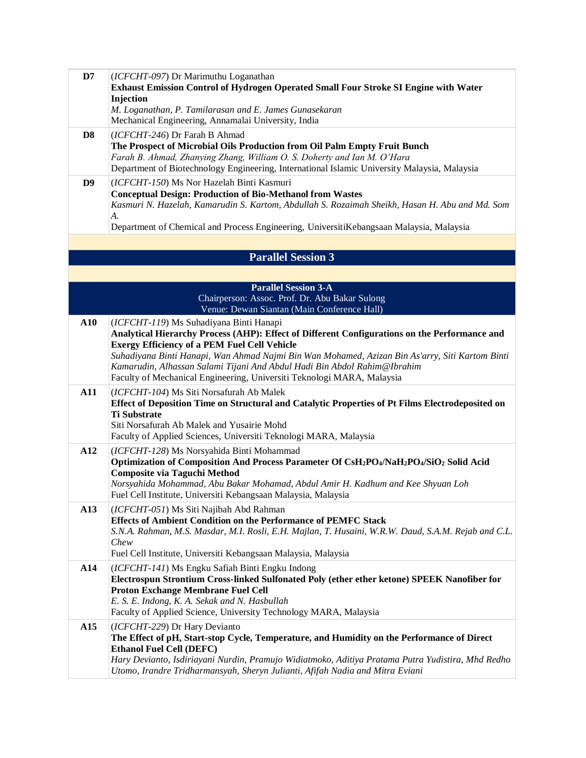| | |
|---|---|
| **D7** | (*ICFCHT-097*) Dr Marimuthu Loganathan<br>**Exhaust Emission Control of Hydrogen Operated Small Four Stroke SI Engine with Water Injection**<br>*M. Loganathan, P. Tamilarasan and E. James Gunasekaran*<br>Mechanical Engineering, Annamalai University, India |
| **D8** | (*ICFCHT-246*) Dr Farah B Ahmad<br>**The Prospect of Microbial Oils Production from Oil Palm Empty Fruit Bunch**<br>*Farah B. Ahmad, Zhanying Zhang, William O. S. Doherty and Ian M. O'Hara*<br>Department of Biotechnology Engineering, International Islamic University Malaysia, Malaysia |
| **D9** | (*ICFCHT-150*) Ms Nor Hazelah Binti Kasmuri<br>**Conceptual Design: Production of Bio-Methanol from Wastes**<br>*Kasmuri N. Hazelah, Kamarudin S. Kartom, Abdullah S. Rozaimah Sheikh, Hasan H. Abu and Md. Som A.*<br>Department of Chemical and Process Engineering, UniversitiKebangsaan Malaysia, Malaysia |

## Parallel Session 3

### Parallel Session 3-A

Chairperson: Assoc. Prof. Dr. Abu Bakar Sulong
Venue: Dewan Siantan (Main Conference Hall)

| | |
|---|---|
| **A10** | (*ICFCHT-119*) Ms Suhadiyana Binti Hanapi<br>**Analytical Hierarchy Process (AHP): Effect of Different Configurations on the Performance and Exergy Efficiency of a PEM Fuel Cell Vehicle**<br>*Suhadiyana Binti Hanapi, Wan Ahmad Najmi Bin Wan Mohamed, Azizan Bin As'arry, Siti Kartom Binti Kamarudin, Alhassan Salami Tijani And Abdul Hadi Bin Abdol Rahim@Ibrahim*<br>Faculty of Mechanical Engineering, Universiti Teknologi MARA, Malaysia |
| **A11** | (*ICFCHT-104*) Ms Siti Norsafurah Ab Malek<br>**Effect of Deposition Time on Structural and Catalytic Properties of Pt Films Electrodeposited on Ti Substrate**<br>Siti Norsafurah Ab Malek and Yusairie Mohd<br>Faculty of Applied Sciences, Universiti Teknologi MARA, Malaysia |
| **A12** | (*ICFCHT-128*) Ms Norsyahida Binti Mohammad<br>**Optimization of Composition And Process Parameter Of $CsH_2PO_4/NaH_2PO_4/SiO_2$ Solid Acid Composite via Taguchi Method**<br>*Norsyahida Mohammad, Abu Bakar Mohamad, Abdul Amir H. Kadhum and Kee Shyuan Loh*<br>Fuel Cell Institute, Universiti Kebangsaan Malaysia, Malaysia |
| **A13** | (*ICFCHT-051*) Ms Siti Najibah Abd Rahman<br>**Effects of Ambient Condition on the Performance of PEMFC Stack**<br>*S.N.A. Rahman, M.S. Masdar, M.I. Rosli, E.H. Majlan, T. Husaini, W.R.W. Daud, S.A.M. Rejab and C.L. Chew*<br>Fuel Cell Institute, Universiti Kebangsaan Malaysia, Malaysia |
| **A14** | (*ICFCHT-141*) Ms Engku Safiah Binti Engku Indong<br>**Electrospun Strontium Cross-linked Sulfonated Poly (ether ether ketone) SPEEK Nanofiber for Proton Exchange Membrane Fuel Cell**<br>*E. S. E. Indong, K. A. Sekak and N. Hasbullah*<br>Faculty of Applied Science, University Technology MARA, Malaysia |
| **A15** | (*ICFCHT-229*) Dr Hary Devianto<br>**The Effect of pH, Start-stop Cycle, Temperature, and Humidity on the Performance of Direct Ethanol Fuel Cell (DEFC)**<br>*Hary Devianto, Isdiriayani Nurdin, Pramujo Widiatmoko, Aditiya Pratama Putra Yudistira, Mhd Redho Utomo, Irandre Tridharmansyah, Sheryn Julianti, Afifah Nadia and Mitra Eviani* |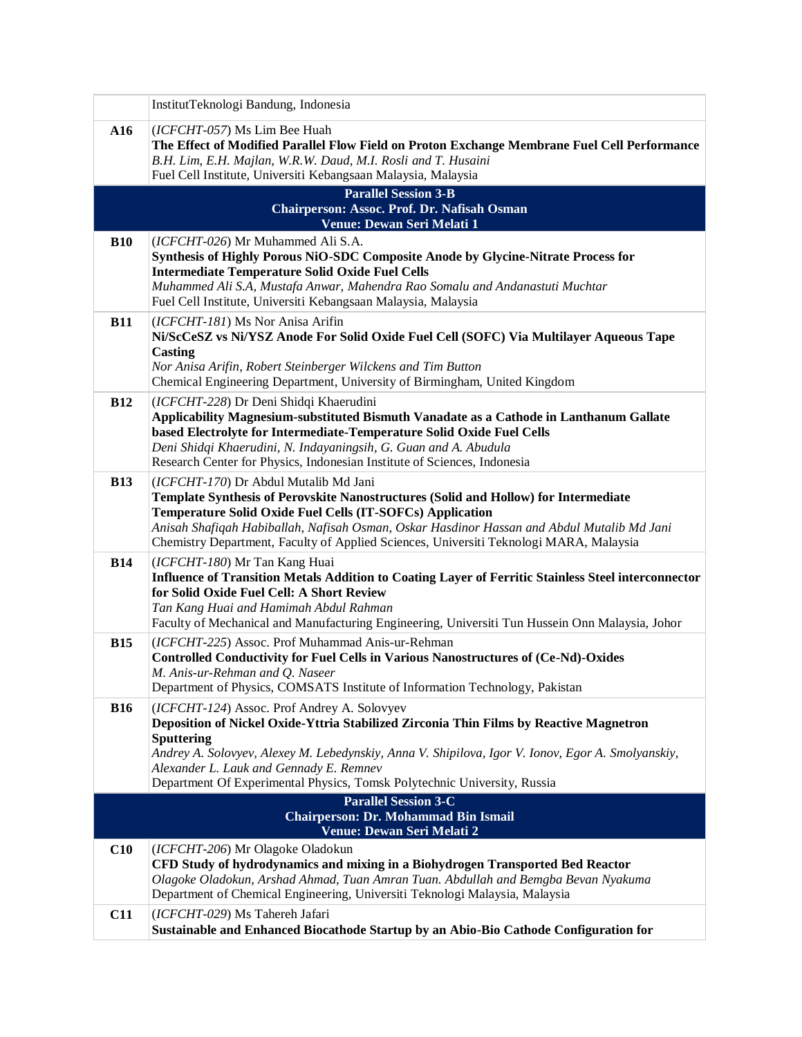| | |
|---|---|
| | InstitutTeknologi Bandung, Indonesia |
| **A16** | (*ICFCHT-057*) Ms Lim Bee Huah<br>**The Effect of Modified Parallel Flow Field on Proton Exchange Membrane Fuel Cell Performance**<br>*B.H. Lim, E.H. Majlan, W.R.W. Daud, M.I. Rosli and T. Husaini*<br>Fuel Cell Institute, Universiti Kebangsaan Malaysia, Malaysia |
| | **Parallel Session 3-B**<br>**Chairperson: Assoc. Prof. Dr. Nafisah Osman**<br>**Venue: Dewan Seri Melati 1** |
| **B10** | (*ICFCHT-026*) Mr Muhammed Ali S.A.<br>**Synthesis of Highly Porous NiO-SDC Composite Anode by Glycine-Nitrate Process for Intermediate Temperature Solid Oxide Fuel Cells**<br>*Muhammed Ali S.A, Mustafa Anwar, Mahendra Rao Somalu and Andanastuti Muchtar*<br>Fuel Cell Institute, Universiti Kebangsaan Malaysia, Malaysia |
| **B11** | (*ICFCHT-181*) Ms Nor Anisa Arifin<br>**Ni/ScCeSZ vs Ni/YSZ Anode For Solid Oxide Fuel Cell (SOFC) Via Multilayer Aqueous Tape Casting**<br>*Nor Anisa Arifin, Robert Steinberger Wilckens and Tim Button*<br>Chemical Engineering Department, University of Birmingham, United Kingdom |
| **B12** | (*ICFCHT-228*) Dr Deni Shidqi Khaerudini<br>**Applicability Magnesium-substituted Bismuth Vanadate as a Cathode in Lanthanum Gallate based Electrolyte for Intermediate-Temperature Solid Oxide Fuel Cells**<br>*Deni Shidqi Khaerudini, N. Indayaningsih, G. Guan and A. Abudula*<br>Research Center for Physics, Indonesian Institute of Sciences, Indonesia |
| **B13** | (*ICFCHT-170*) Dr Abdul Mutalib Md Jani<br>**Template Synthesis of Perovskite Nanostructures (Solid and Hollow) for Intermediate Temperature Solid Oxide Fuel Cells (IT-SOFCs) Application**<br>*Anisah Shafiqah Habiballah, Nafisah Osman, Oskar Hasdinor Hassan and Abdul Mutalib Md Jani*<br>Chemistry Department, Faculty of Applied Sciences, Universiti Teknologi MARA, Malaysia |
| **B14** | (*ICFCHT-180*) Mr Tan Kang Huai<br>**Influence of Transition Metals Addition to Coating Layer of Ferritic Stainless Steel interconnector for Solid Oxide Fuel Cell: A Short Review**<br>*Tan Kang Huai and Hamimah Abdul Rahman*<br>Faculty of Mechanical and Manufacturing Engineering, Universiti Tun Hussein Onn Malaysia, Johor |
| **B15** | (*ICFCHT-225*) Assoc. Prof Muhammad Anis-ur-Rehman<br>**Controlled Conductivity for Fuel Cells in Various Nanostructures of (Ce-Nd)-Oxides**<br>*M. Anis-ur-Rehman and Q. Naseer*<br>Department of Physics, COMSATS Institute of Information Technology, Pakistan |
| **B16** | (*ICFCHT-124*) Assoc. Prof Andrey A. Solovyev<br>**Deposition of Nickel Oxide-Yttria Stabilized Zirconia Thin Films by Reactive Magnetron Sputtering**<br>*Andrey A. Solovyev, Alexey M. Lebedynskiy, Anna V. Shipilova, Igor V. Ionov, Egor A. Smolyanskiy, Alexander L. Lauk and Gennady E. Remnev*<br>Department Of Experimental Physics, Tomsk Polytechnic University, Russia |
| | **Parallel Session 3-C**<br>**Chairperson: Dr. Mohammad Bin Ismail**<br>**Venue: Dewan Seri Melati 2** |
| **C10** | (*ICFCHT-206*) Mr Olagoke Oladokun<br>**CFD Study of hydrodynamics and mixing in a Biohydrogen Transported Bed Reactor**<br>*Olagoke Oladokun, Arshad Ahmad, Tuan Amran Tuan. Abdullah and Bemgba Bevan Nyakuma*<br>Department of Chemical Engineering, Universiti Teknologi Malaysia, Malaysia |
| **C11** | (*ICFCHT-029*) Ms Tahereh Jafari<br>**Sustainable and Enhanced Biocathode Startup by an Abio-Bio Cathode Configuration for** |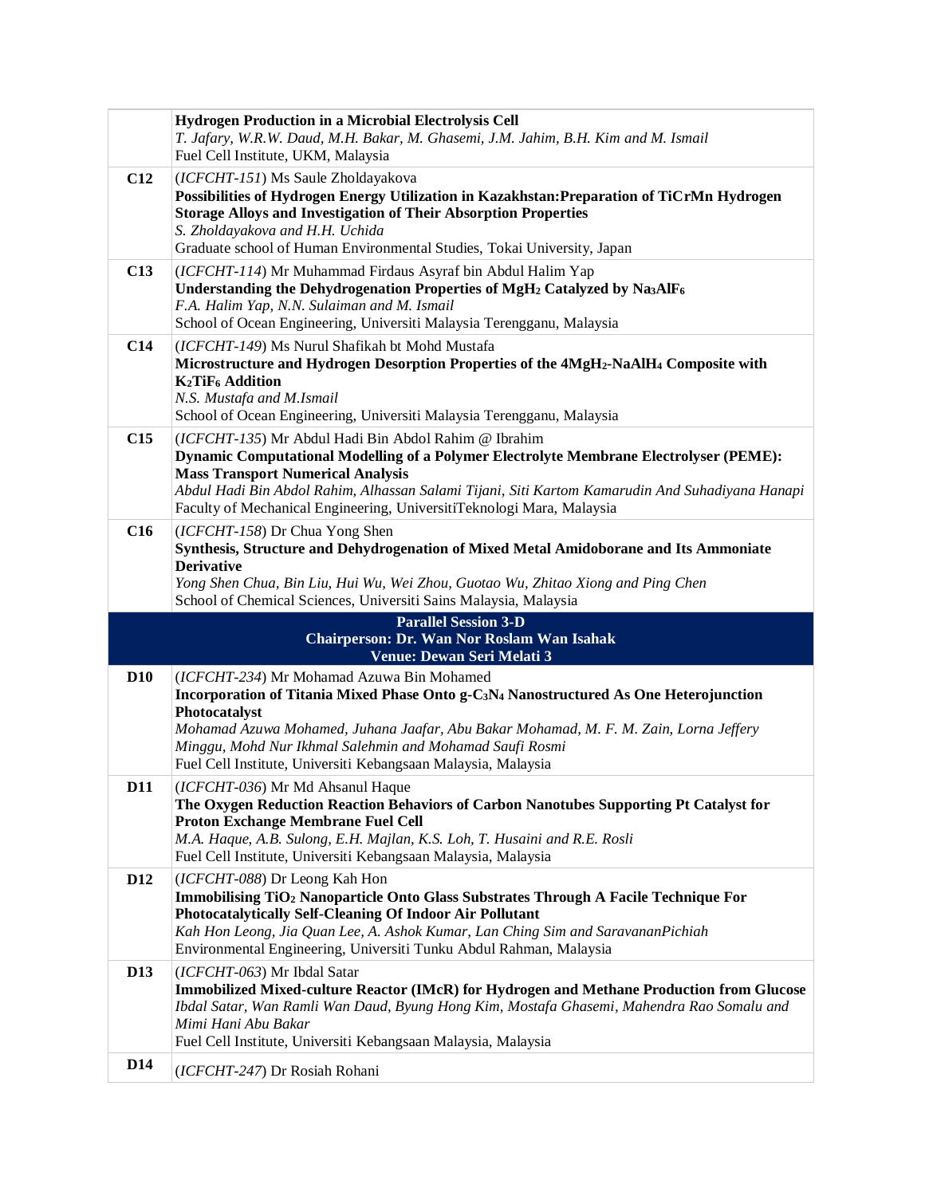| | |
|---|---|
| | **Hydrogen Production in a Microbial Electrolysis Cell**<br>*T. Jafary, W.R.W. Daud, M.H. Bakar, M. Ghasemi, J.M. Jahim, B.H. Kim and M. Ismail*<br>Fuel Cell Institute, UKM, Malaysia |
| **C12** | (*ICFCHT-151*) Ms Saule Zholdayakova<br>**Possibilities of Hydrogen Energy Utilization in Kazakhstan:Preparation of TiCrMn Hydrogen Storage Alloys and Investigation of Their Absorption Properties**<br>*S. Zholdayakova and H.H. Uchida*<br>Graduate school of Human Environmental Studies, Tokai University, Japan |
| **C13** | (*ICFCHT-114*) Mr Muhammad Firdaus Asyraf bin Abdul Halim Yap<br>**Understanding the Dehydrogenation Properties of $MgH_2$ Catalyzed by $Na_3AlF_6$**<br>*F.A. Halim Yap, N.N. Sulaiman and M. Ismail*<br>School of Ocean Engineering, Universiti Malaysia Terengganu, Malaysia |
| **C14** | (*ICFCHT-149*) Ms Nurul Shafikah bt Mohd Mustafa<br>**Microstructure and Hydrogen Desorption Properties of the $4MgH_2$-$NaAlH_4$ Composite with $K_2TiF_6$ Addition**<br>*N.S. Mustafa and M.Ismail*<br>School of Ocean Engineering, Universiti Malaysia Terengganu, Malaysia |
| **C15** | (*ICFCHT-135*) Mr Abdul Hadi Bin Abdol Rahim @ Ibrahim<br>**Dynamic Computational Modelling of a Polymer Electrolyte Membrane Electrolyser (PEME): Mass Transport Numerical Analysis**<br>*Abdul Hadi Bin Abdol Rahim, Alhassan Salami Tijani, Siti Kartom Kamarudin And Suhadiyana Hanapi*<br>Faculty of Mechanical Engineering, UniversitiTeknologi Mara, Malaysia |
| **C16** | (*ICFCHT-158*) Dr Chua Yong Shen<br>**Synthesis, Structure and Dehydrogenation of Mixed Metal Amidoborane and Its Ammoniate Derivative**<br>*Yong Shen Chua, Bin Liu, Hui Wu, Wei Zhou, Guotao Wu, Zhitao Xiong and Ping Chen*<br>School of Chemical Sciences, Universiti Sains Malaysia, Malaysia |
| | **Parallel Session 3-D**<br>**Chairperson: Dr. Wan Nor Roslam Wan Isahak**<br>**Venue: Dewan Seri Melati 3** |
| **D10** | (*ICFCHT-234*) Mr Mohamad Azuwa Bin Mohamed<br>**Incorporation of Titania Mixed Phase Onto g-$C_3N_4$ Nanostructured As One Heterojunction Photocatalyst**<br>*Mohamad Azuwa Mohamed, Juhana Jaafar, Abu Bakar Mohamad, M. F. M. Zain, Lorna Jeffery Minggu, Mohd Nur Ikhmal Salehmin and Mohamad Saufi Rosmi*<br>Fuel Cell Institute, Universiti Kebangsaan Malaysia, Malaysia |
| **D11** | (*ICFCHT-036*) Mr Md Ahsanul Haque<br>**The Oxygen Reduction Reaction Behaviors of Carbon Nanotubes Supporting Pt Catalyst for Proton Exchange Membrane Fuel Cell**<br>*M.A. Haque, A.B. Sulong, E.H. Majlan, K.S. Loh, T. Husaini and R.E. Rosli*<br>Fuel Cell Institute, Universiti Kebangsaan Malaysia, Malaysia |
| **D12** | (*ICFCHT-088*) Dr Leong Kah Hon<br>**Immobilising $TiO_2$ Nanoparticle Onto Glass Substrates Through A Facile Technique For Photocatalytically Self-Cleaning Of Indoor Air Pollutant**<br>*Kah Hon Leong, Jia Quan Lee, A. Ashok Kumar, Lan Ching Sim and SaravananPichiah*<br>Environmental Engineering, Universiti Tunku Abdul Rahman, Malaysia |
| **D13** | (*ICFCHT-063*) Mr Ibdal Satar<br>**Immobilized Mixed-culture Reactor (IMcR) for Hydrogen and Methane Production from Glucose**<br>*Ibdal Satar, Wan Ramli Wan Daud, Byung Hong Kim, Mostafa Ghasemi, Mahendra Rao Somalu and Mimi Hani Abu Bakar*<br>Fuel Cell Institute, Universiti Kebangsaan Malaysia, Malaysia |
| **D14** | (*ICFCHT-247*) Dr Rosiah Rohani |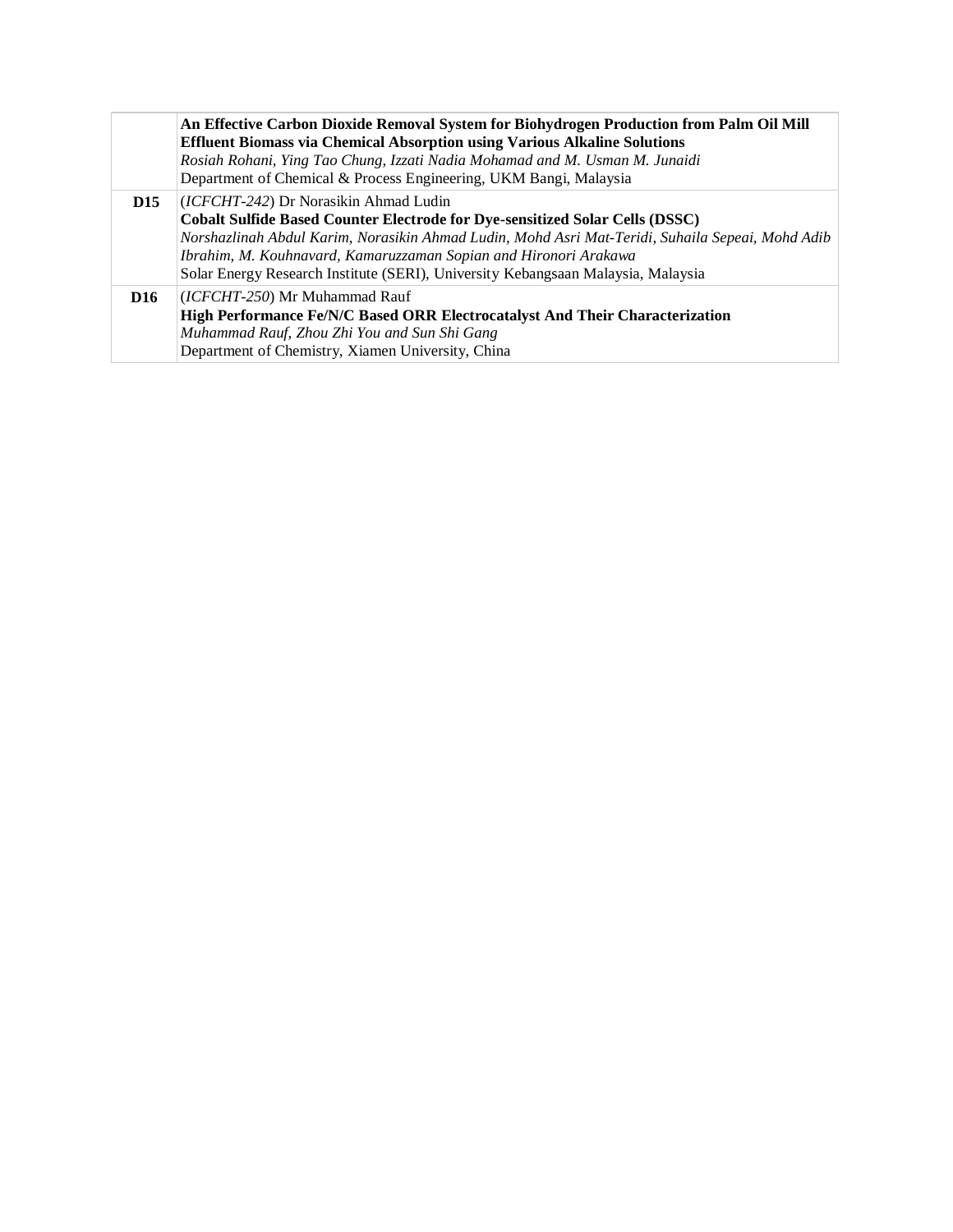| | |
|---|---|
| | **An Effective Carbon Dioxide Removal System for Biohydrogen Production from Palm Oil Mill Effluent Biomass via Chemical Absorption using Various Alkaline Solutions**<br>*Rosiah Rohani, Ying Tao Chung, Izzati Nadia Mohamad and M. Usman M. Junaidi*<br>Department of Chemical & Process Engineering, UKM Bangi, Malaysia |
| **D15** | (*ICFCHT-242*) Dr Norasikin Ahmad Ludin<br>**Cobalt Sulfide Based Counter Electrode for Dye-sensitized Solar Cells (DSSC)**<br>*Norshazlinah Abdul Karim, Norasikin Ahmad Ludin, Mohd Asri Mat-Teridi, Suhaila Sepeai, Mohd Adib Ibrahim, M. Kouhnavard, Kamaruzzaman Sopian and Hironori Arakawa*<br>Solar Energy Research Institute (SERI), University Kebangsaan Malaysia, Malaysia |
| **D16** | (*ICFCHT-250*) Mr Muhammad Rauf<br>**High Performance Fe/N/C Based ORR Electrocatalyst And Their Characterization**<br>*Muhammad Rauf, Zhou Zhi You and Sun Shi Gang*<br>Department of Chemistry, Xiamen University, China |